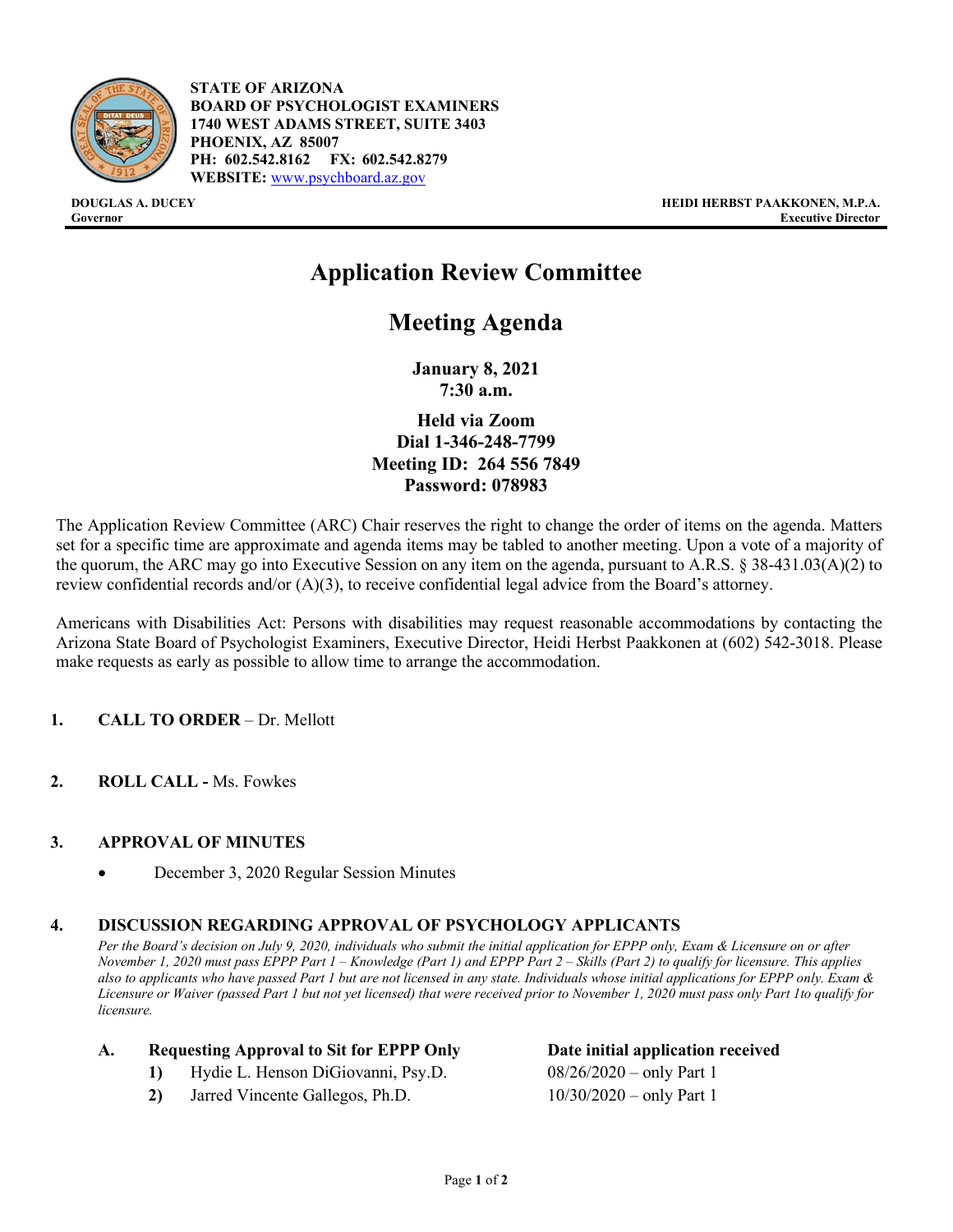**STATE OF ARIZONA**
**BOARD OF PSYCHOLOGIST EXAMINERS**
**1740 WEST ADAMS STREET, SUITE 3403**
**PHOENIX, AZ 85007**
**PH: 602.542.8162 FX: 602.542.8279**
**WEBSITE:** www.psychboard.az.gov

**DOUGLAS A. DUCEY**
**Governor**

**HEIDI HERBST PAAKKONEN, M.P.A.**
**Executive Director**

# Application Review Committee

# Meeting Agenda

**January 8, 2021**
**7:30 a.m.**

**Held via Zoom**
**Dial 1-346-248-7799**
**Meeting ID: 264 556 7849**
**Password: 078983**

The Application Review Committee (ARC) Chair reserves the right to change the order of items on the agenda. Matters set for a specific time are approximate and agenda items may be tabled to another meeting. Upon a vote of a majority of the quorum, the ARC may go into Executive Session on any item on the agenda, pursuant to A.R.S. § 38-431.03(A)(2) to review confidential records and/or (A)(3), to receive confidential legal advice from the Board's attorney.

Americans with Disabilities Act: Persons with disabilities may request reasonable accommodations by contacting the Arizona State Board of Psychologist Examiners, Executive Director, Heidi Herbst Paakkonen at (602) 542-3018. Please make requests as early as possible to allow time to arrange the accommodation.

1. **CALL TO ORDER** – Dr. Mellott

2. **ROLL CALL -** Ms. Fowkes

3. **APPROVAL OF MINUTES**
   - December 3, 2020 Regular Session Minutes

4. **DISCUSSION REGARDING APPROVAL OF PSYCHOLOGY APPLICANTS**

   *Per the Board's decision on July 9, 2020, individuals who submit the initial application for EPPP only, Exam & Licensure on or after November 1, 2020 must pass EPPP Part 1 – Knowledge (Part 1) and EPPP Part 2 – Skills (Part 2) to qualify for licensure. This applies also to applicants who have passed Part 1 but are not licensed in any state. Individuals whose initial applications for EPPP only. Exam & Licensure or Waiver (passed Part 1 but not yet licensed) that were received prior to November 1, 2020 must pass only Part 1to qualify for licensure.*

   **A. Requesting Approval to Sit for EPPP Only** — **Date initial application received**

   1) Hydie L. Henson DiGiovanni, Psy.D. — 08/26/2020 – only Part 1
   2) Jarred Vincente Gallegos, Ph.D. — 10/30/2020 – only Part 1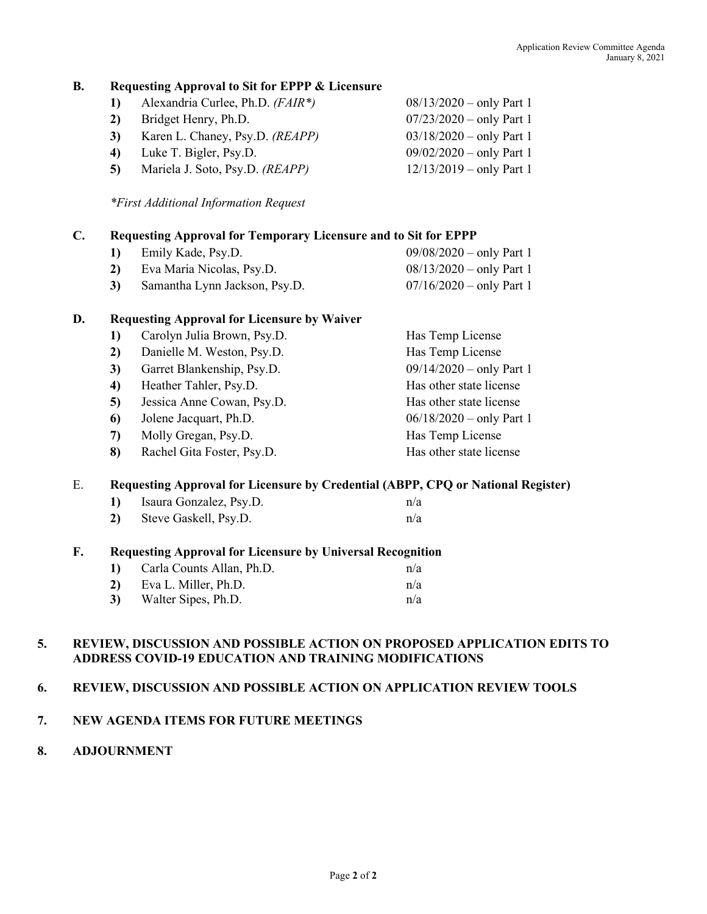**B. Requesting Approval to Sit for EPPP & Licensure**

| | | |
|---|---|---|
| **1)** | Alexandria Curlee, Ph.D. *(FAIR\*)* | 08/13/2020 – only Part 1 |
| **2)** | Bridget Henry, Ph.D. | 07/23/2020 – only Part 1 |
| **3)** | Karen L. Chaney, Psy.D. *(REAPP)* | 03/18/2020 – only Part 1 |
| **4)** | Luke T. Bigler, Psy.D. | 09/02/2020 – only Part 1 |
| **5)** | Mariela J. Soto, Psy.D. *(REAPP)* | 12/13/2019 – only Part 1 |

*\*First Additional Information Request*

**C. Requesting Approval for Temporary Licensure and to Sit for EPPP**

| | | |
|---|---|---|
| **1)** | Emily Kade, Psy.D. | 09/08/2020 – only Part 1 |
| **2)** | Eva Maria Nicolas, Psy.D. | 08/13/2020 – only Part 1 |
| **3)** | Samantha Lynn Jackson, Psy.D. | 07/16/2020 – only Part 1 |

**D. Requesting Approval for Licensure by Waiver**

| | | |
|---|---|---|
| **1)** | Carolyn Julia Brown, Psy.D. | Has Temp License |
| **2)** | Danielle M. Weston, Psy.D. | Has Temp License |
| **3)** | Garret Blankenship, Psy.D. | 09/14/2020 – only Part 1 |
| **4)** | Heather Tahler, Psy.D. | Has other state license |
| **5)** | Jessica Anne Cowan, Psy.D. | Has other state license |
| **6)** | Jolene Jacquart, Ph.D. | 06/18/2020 – only Part 1 |
| **7)** | Molly Gregan, Psy.D. | Has Temp License |
| **8)** | Rachel Gita Foster, Psy.D. | Has other state license |

E. **Requesting Approval for Licensure by Credential (ABPP, CPQ or National Register)**

| | | |
|---|---|---|
| **1)** | Isaura Gonzalez, Psy.D. | n/a |
| **2)** | Steve Gaskell, Psy.D. | n/a |

**F. Requesting Approval for Licensure by Universal Recognition**

| | | |
|---|---|---|
| **1)** | Carla Counts Allan, Ph.D. | n/a |
| **2)** | Eva L. Miller, Ph.D. | n/a |
| **3)** | Walter Sipes, Ph.D. | n/a |

**5. REVIEW, DISCUSSION AND POSSIBLE ACTION ON PROPOSED APPLICATION EDITS TO ADDRESS COVID-19 EDUCATION AND TRAINING MODIFICATIONS**

**6. REVIEW, DISCUSSION AND POSSIBLE ACTION ON APPLICATION REVIEW TOOLS**

**7. NEW AGENDA ITEMS FOR FUTURE MEETINGS**

**8. ADJOURNMENT**